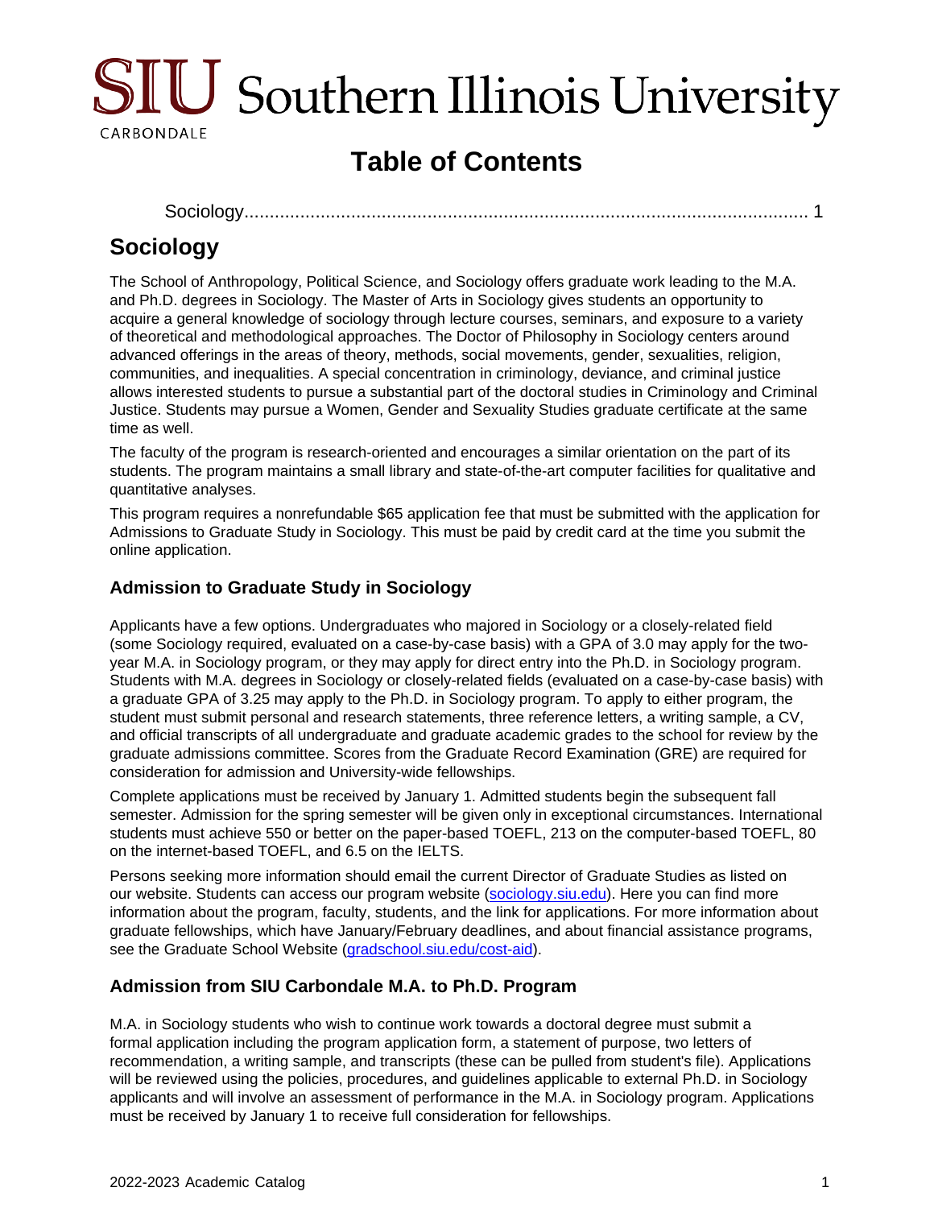# Table of Contents

Sociology ............................................................................................................ 1

# Sociology

The School of Anthropology, Political Science, and Sociology offers graduate work leading to the M.A. and Ph.D. degrees in Sociology. The Master of Arts in Sociology gives students an opportunity to acquire a general knowledge of sociology through lecture courses, seminars, and exposure to a variety of theoretical and methodological approaches. The Doctor of Philosophy in Sociology centers around advanced offerings in the areas of theory, methods, social movements, gender, sexualities, religion, communities, and inequalities. A special concentration in criminology, deviance, and criminal justice allows interested students to pursue a substantial part of the doctoral studies in Criminology and Criminal Justice. Students may pursue a Women, Gender and Sexuality Studies graduate certificate at the same time as well.

The faculty of the program is research-oriented and encourages a similar orientation on the part of its students. The program maintains a small library and state-of-the-art computer facilities for qualitative and quantitative analyses.

This program requires a nonrefundable $65 application fee that must be submitted with the application for Admissions to Graduate Study in Sociology. This must be paid by credit card at the time you submit the online application.

## Admission to Graduate Study in Sociology

Applicants have a few options. Undergraduates who majored in Sociology or a closely-related field (some Sociology required, evaluated on a case-by-case basis) with a GPA of 3.0 may apply for the two-year M.A. in Sociology program, or they may apply for direct entry into the Ph.D. in Sociology program. Students with M.A. degrees in Sociology or closely-related fields (evaluated on a case-by-case basis) with a graduate GPA of 3.25 may apply to the Ph.D. in Sociology program. To apply to either program, the student must submit personal and research statements, three reference letters, a writing sample, a CV, and official transcripts of all undergraduate and graduate academic grades to the school for review by the graduate admissions committee. Scores from the Graduate Record Examination (GRE) are required for consideration for admission and University-wide fellowships.

Complete applications must be received by January 1. Admitted students begin the subsequent fall semester. Admission for the spring semester will be given only in exceptional circumstances. International students must achieve 550 or better on the paper-based TOEFL, 213 on the computer-based TOEFL, 80 on the internet-based TOEFL, and 6.5 on the IELTS.

Persons seeking more information should email the current Director of Graduate Studies as listed on our website. Students can access our program website ([sociology.siu.edu](sociology.siu.edu)). Here you can find more information about the program, faculty, students, and the link for applications. For more information about graduate fellowships, which have January/February deadlines, and about financial assistance programs, see the Graduate School Website ([gradschool.siu.edu/cost-aid](gradschool.siu.edu/cost-aid)).

## Admission from SIU Carbondale M.A. to Ph.D. Program

M.A. in Sociology students who wish to continue work towards a doctoral degree must submit a formal application including the program application form, a statement of purpose, two letters of recommendation, a writing sample, and transcripts (these can be pulled from student's file). Applications will be reviewed using the policies, procedures, and guidelines applicable to external Ph.D. in Sociology applicants and will involve an assessment of performance in the M.A. in Sociology program. Applications must be received by January 1 to receive full consideration for fellowships.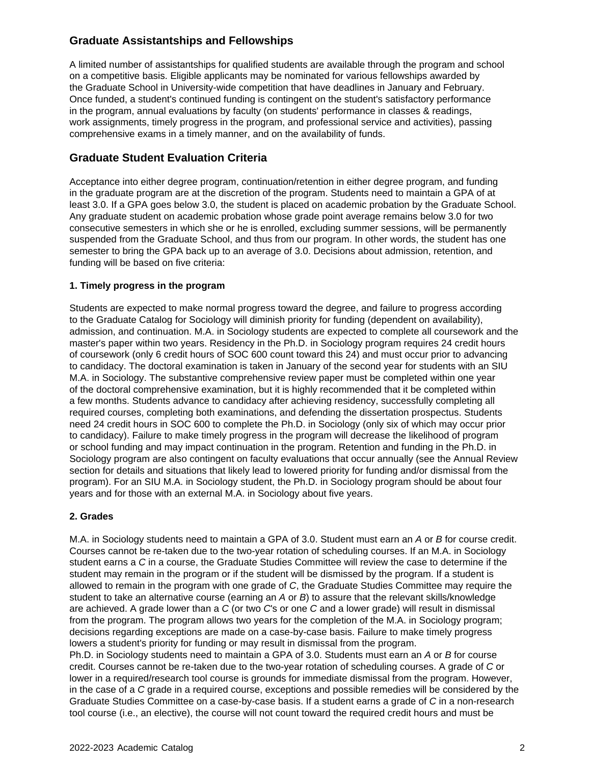## Graduate Assistantships and Fellowships

A limited number of assistantships for qualified students are available through the program and school on a competitive basis. Eligible applicants may be nominated for various fellowships awarded by the Graduate School in University-wide competition that have deadlines in January and February. Once funded, a student's continued funding is contingent on the student's satisfactory performance in the program, annual evaluations by faculty (on students' performance in classes & readings, work assignments, timely progress in the program, and professional service and activities), passing comprehensive exams in a timely manner, and on the availability of funds.

## Graduate Student Evaluation Criteria

Acceptance into either degree program, continuation/retention in either degree program, and funding in the graduate program are at the discretion of the program. Students need to maintain a GPA of at least 3.0. If a GPA goes below 3.0, the student is placed on academic probation by the Graduate School. Any graduate student on academic probation whose grade point average remains below 3.0 for two consecutive semesters in which she or he is enrolled, excluding summer sessions, will be permanently suspended from the Graduate School, and thus from our program. In other words, the student has one semester to bring the GPA back up to an average of 3.0. Decisions about admission, retention, and funding will be based on five criteria:

#### 1. Timely progress in the program

Students are expected to make normal progress toward the degree, and failure to progress according to the Graduate Catalog for Sociology will diminish priority for funding (dependent on availability), admission, and continuation. M.A. in Sociology students are expected to complete all coursework and the master's paper within two years. Residency in the Ph.D. in Sociology program requires 24 credit hours of coursework (only 6 credit hours of SOC 600 count toward this 24) and must occur prior to advancing to candidacy. The doctoral examination is taken in January of the second year for students with an SIU M.A. in Sociology. The substantive comprehensive review paper must be completed within one year of the doctoral comprehensive examination, but it is highly recommended that it be completed within a few months. Students advance to candidacy after achieving residency, successfully completing all required courses, completing both examinations, and defending the dissertation prospectus. Students need 24 credit hours in SOC 600 to complete the Ph.D. in Sociology (only six of which may occur prior to candidacy). Failure to make timely progress in the program will decrease the likelihood of program or school funding and may impact continuation in the program. Retention and funding in the Ph.D. in Sociology program are also contingent on faculty evaluations that occur annually (see the Annual Review section for details and situations that likely lead to lowered priority for funding and/or dismissal from the program). For an SIU M.A. in Sociology student, the Ph.D. in Sociology program should be about four years and for those with an external M.A. in Sociology about five years.

#### 2. Grades

M.A. in Sociology students need to maintain a GPA of 3.0. Student must earn an *A* or *B* for course credit. Courses cannot be re-taken due to the two-year rotation of scheduling courses. If an M.A. in Sociology student earns a *C* in a course, the Graduate Studies Committee will review the case to determine if the student may remain in the program or if the student will be dismissed by the program. If a student is allowed to remain in the program with one grade of *C*, the Graduate Studies Committee may require the student to take an alternative course (earning an *A* or *B*) to assure that the relevant skills/knowledge are achieved. A grade lower than a *C* (or two *C*'s or one *C* and a lower grade) will result in dismissal from the program. The program allows two years for the completion of the M.A. in Sociology program; decisions regarding exceptions are made on a case-by-case basis. Failure to make timely progress lowers a student's priority for funding or may result in dismissal from the program.

Ph.D. in Sociology students need to maintain a GPA of 3.0. Students must earn an *A* or *B* for course credit. Courses cannot be re-taken due to the two-year rotation of scheduling courses. A grade of *C* or lower in a required/research tool course is grounds for immediate dismissal from the program. However, in the case of a *C* grade in a required course, exceptions and possible remedies will be considered by the Graduate Studies Committee on a case-by-case basis. If a student earns a grade of *C* in a non-research tool course (i.e., an elective), the course will not count toward the required credit hours and must be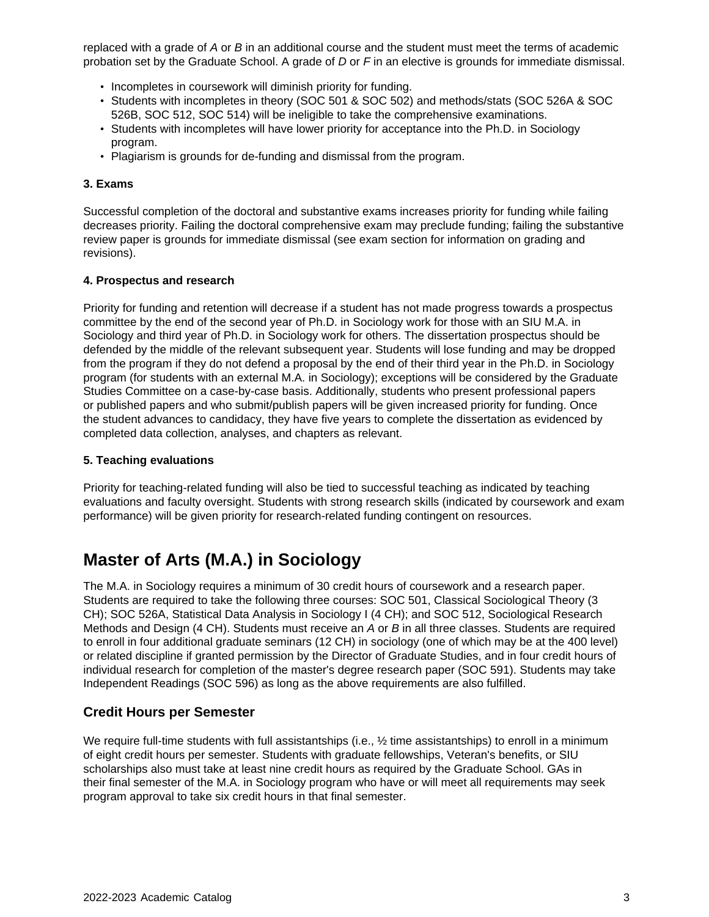replaced with a grade of *A* or *B* in an additional course and the student must meet the terms of academic probation set by the Graduate School. A grade of *D* or *F* in an elective is grounds for immediate dismissal.

- Incompletes in coursework will diminish priority for funding.
- Students with incompletes in theory (SOC 501 & SOC 502) and methods/stats (SOC 526A & SOC 526B, SOC 512, SOC 514) will be ineligible to take the comprehensive examinations.
- Students with incompletes will have lower priority for acceptance into the Ph.D. in Sociology program.
- Plagiarism is grounds for de-funding and dismissal from the program.

#### 3. Exams

Successful completion of the doctoral and substantive exams increases priority for funding while failing decreases priority. Failing the doctoral comprehensive exam may preclude funding; failing the substantive review paper is grounds for immediate dismissal (see exam section for information on grading and revisions).

#### 4. Prospectus and research

Priority for funding and retention will decrease if a student has not made progress towards a prospectus committee by the end of the second year of Ph.D. in Sociology work for those with an SIU M.A. in Sociology and third year of Ph.D. in Sociology work for others. The dissertation prospectus should be defended by the middle of the relevant subsequent year. Students will lose funding and may be dropped from the program if they do not defend a proposal by the end of their third year in the Ph.D. in Sociology program (for students with an external M.A. in Sociology); exceptions will be considered by the Graduate Studies Committee on a case-by-case basis. Additionally, students who present professional papers or published papers and who submit/publish papers will be given increased priority for funding. Once the student advances to candidacy, they have five years to complete the dissertation as evidenced by completed data collection, analyses, and chapters as relevant.

#### 5. Teaching evaluations

Priority for teaching-related funding will also be tied to successful teaching as indicated by teaching evaluations and faculty oversight. Students with strong research skills (indicated by coursework and exam performance) will be given priority for research-related funding contingent on resources.

## Master of Arts (M.A.) in Sociology

The M.A. in Sociology requires a minimum of 30 credit hours of coursework and a research paper. Students are required to take the following three courses: SOC 501, Classical Sociological Theory (3 CH); SOC 526A, Statistical Data Analysis in Sociology I (4 CH); and SOC 512, Sociological Research Methods and Design (4 CH). Students must receive an *A* or *B* in all three classes. Students are required to enroll in four additional graduate seminars (12 CH) in sociology (one of which may be at the 400 level) or related discipline if granted permission by the Director of Graduate Studies, and in four credit hours of individual research for completion of the master's degree research paper (SOC 591). Students may take Independent Readings (SOC 596) as long as the above requirements are also fulfilled.

### Credit Hours per Semester

We require full-time students with full assistantships (i.e., ½ time assistantships) to enroll in a minimum of eight credit hours per semester. Students with graduate fellowships, Veteran's benefits, or SIU scholarships also must take at least nine credit hours as required by the Graduate School. GAs in their final semester of the M.A. in Sociology program who have or will meet all requirements may seek program approval to take six credit hours in that final semester.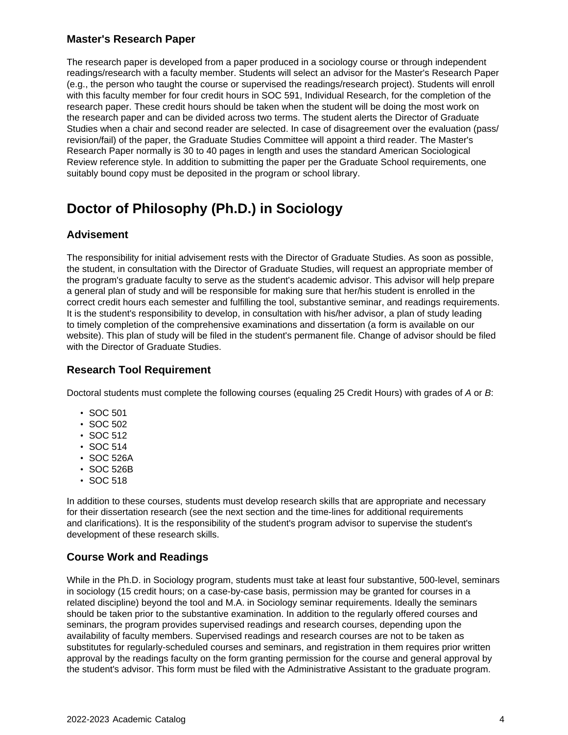### Master's Research Paper

The research paper is developed from a paper produced in a sociology course or through independent readings/research with a faculty member. Students will select an advisor for the Master's Research Paper (e.g., the person who taught the course or supervised the readings/research project). Students will enroll with this faculty member for four credit hours in SOC 591, Individual Research, for the completion of the research paper. These credit hours should be taken when the student will be doing the most work on the research paper and can be divided across two terms. The student alerts the Director of Graduate Studies when a chair and second reader are selected. In case of disagreement over the evaluation (pass/revision/fail) of the paper, the Graduate Studies Committee will appoint a third reader. The Master's Research Paper normally is 30 to 40 pages in length and uses the standard American Sociological Review reference style. In addition to submitting the paper per the Graduate School requirements, one suitably bound copy must be deposited in the program or school library.

## Doctor of Philosophy (Ph.D.) in Sociology

### Advisement

The responsibility for initial advisement rests with the Director of Graduate Studies. As soon as possible, the student, in consultation with the Director of Graduate Studies, will request an appropriate member of the program's graduate faculty to serve as the student's academic advisor. This advisor will help prepare a general plan of study and will be responsible for making sure that her/his student is enrolled in the correct credit hours each semester and fulfilling the tool, substantive seminar, and readings requirements. It is the student's responsibility to develop, in consultation with his/her advisor, a plan of study leading to timely completion of the comprehensive examinations and dissertation (a form is available on our website). This plan of study will be filed in the student's permanent file. Change of advisor should be filed with the Director of Graduate Studies.

### Research Tool Requirement

Doctoral students must complete the following courses (equaling 25 Credit Hours) with grades of *A* or *B*:

- SOC 501
- SOC 502
- SOC 512
- SOC 514
- SOC 526A
- SOC 526B
- SOC 518

In addition to these courses, students must develop research skills that are appropriate and necessary for their dissertation research (see the next section and the time-lines for additional requirements and clarifications). It is the responsibility of the student's program advisor to supervise the student's development of these research skills.

### Course Work and Readings

While in the Ph.D. in Sociology program, students must take at least four substantive, 500-level, seminars in sociology (15 credit hours; on a case-by-case basis, permission may be granted for courses in a related discipline) beyond the tool and M.A. in Sociology seminar requirements. Ideally the seminars should be taken prior to the substantive examination. In addition to the regularly offered courses and seminars, the program provides supervised readings and research courses, depending upon the availability of faculty members. Supervised readings and research courses are not to be taken as substitutes for regularly-scheduled courses and seminars, and registration in them requires prior written approval by the readings faculty on the form granting permission for the course and general approval by the student's advisor. This form must be filed with the Administrative Assistant to the graduate program.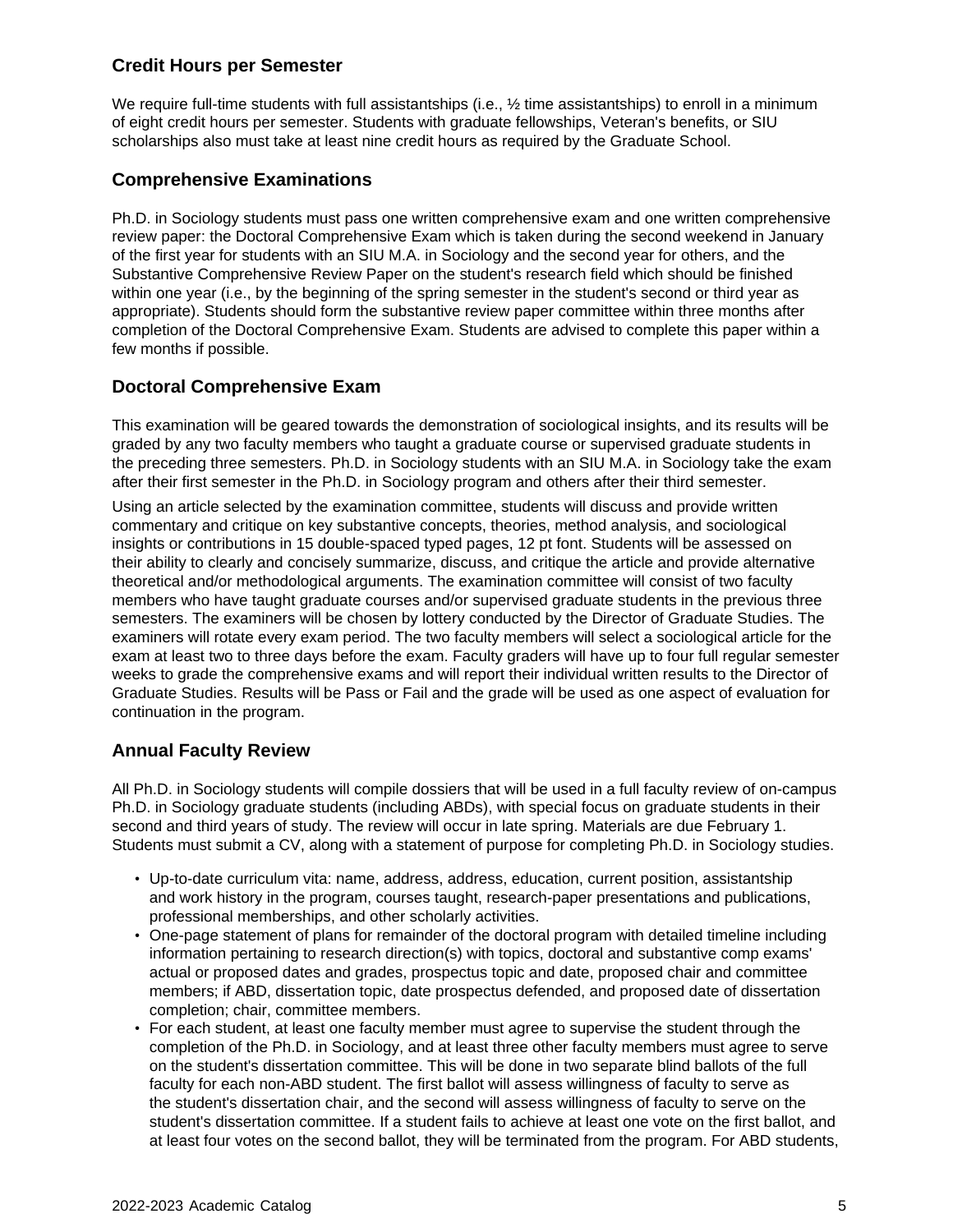## Credit Hours per Semester

We require full-time students with full assistantships (i.e., ½ time assistantships) to enroll in a minimum of eight credit hours per semester. Students with graduate fellowships, Veteran's benefits, or SIU scholarships also must take at least nine credit hours as required by the Graduate School.

## Comprehensive Examinations

Ph.D. in Sociology students must pass one written comprehensive exam and one written comprehensive review paper: the Doctoral Comprehensive Exam which is taken during the second weekend in January of the first year for students with an SIU M.A. in Sociology and the second year for others, and the Substantive Comprehensive Review Paper on the student's research field which should be finished within one year (i.e., by the beginning of the spring semester in the student's second or third year as appropriate). Students should form the substantive review paper committee within three months after completion of the Doctoral Comprehensive Exam. Students are advised to complete this paper within a few months if possible.

## Doctoral Comprehensive Exam

This examination will be geared towards the demonstration of sociological insights, and its results will be graded by any two faculty members who taught a graduate course or supervised graduate students in the preceding three semesters. Ph.D. in Sociology students with an SIU M.A. in Sociology take the exam after their first semester in the Ph.D. in Sociology program and others after their third semester.

Using an article selected by the examination committee, students will discuss and provide written commentary and critique on key substantive concepts, theories, method analysis, and sociological insights or contributions in 15 double-spaced typed pages, 12 pt font. Students will be assessed on their ability to clearly and concisely summarize, discuss, and critique the article and provide alternative theoretical and/or methodological arguments. The examination committee will consist of two faculty members who have taught graduate courses and/or supervised graduate students in the previous three semesters. The examiners will be chosen by lottery conducted by the Director of Graduate Studies. The examiners will rotate every exam period. The two faculty members will select a sociological article for the exam at least two to three days before the exam. Faculty graders will have up to four full regular semester weeks to grade the comprehensive exams and will report their individual written results to the Director of Graduate Studies. Results will be Pass or Fail and the grade will be used as one aspect of evaluation for continuation in the program.

## Annual Faculty Review

All Ph.D. in Sociology students will compile dossiers that will be used in a full faculty review of on-campus Ph.D. in Sociology graduate students (including ABDs), with special focus on graduate students in their second and third years of study. The review will occur in late spring. Materials are due February 1. Students must submit a CV, along with a statement of purpose for completing Ph.D. in Sociology studies.

- Up-to-date curriculum vita: name, address, address, education, current position, assistantship and work history in the program, courses taught, research-paper presentations and publications, professional memberships, and other scholarly activities.
- One-page statement of plans for remainder of the doctoral program with detailed timeline including information pertaining to research direction(s) with topics, doctoral and substantive comp exams' actual or proposed dates and grades, prospectus topic and date, proposed chair and committee members; if ABD, dissertation topic, date prospectus defended, and proposed date of dissertation completion; chair, committee members.
- For each student, at least one faculty member must agree to supervise the student through the completion of the Ph.D. in Sociology, and at least three other faculty members must agree to serve on the student's dissertation committee. This will be done in two separate blind ballots of the full faculty for each non-ABD student. The first ballot will assess willingness of faculty to serve as the student's dissertation chair, and the second will assess willingness of faculty to serve on the student's dissertation committee. If a student fails to achieve at least one vote on the first ballot, and at least four votes on the second ballot, they will be terminated from the program. For ABD students,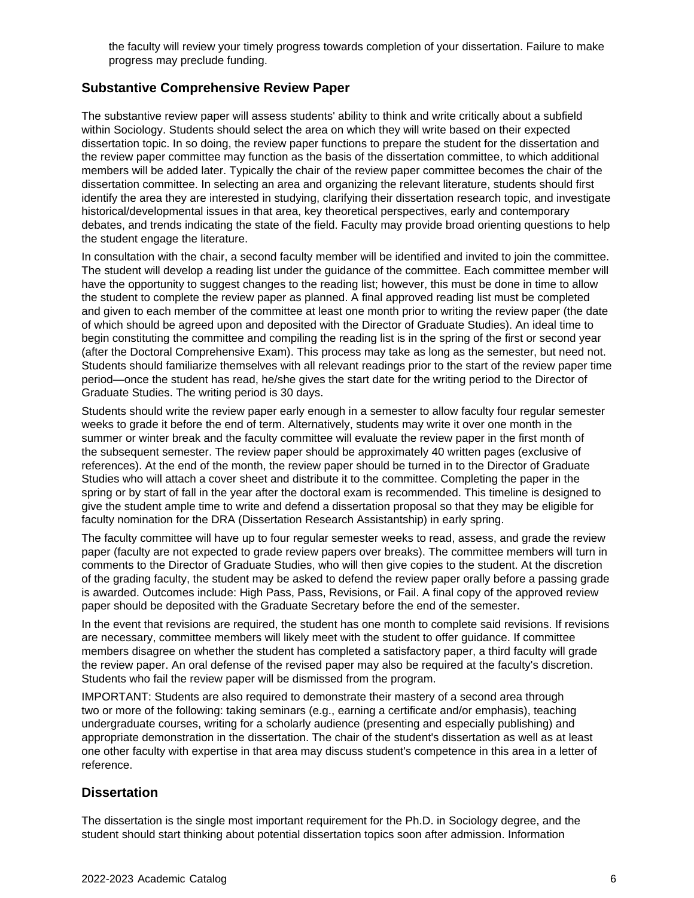the faculty will review your timely progress towards completion of your dissertation. Failure to make progress may preclude funding.

## Substantive Comprehensive Review Paper

The substantive review paper will assess students' ability to think and write critically about a subfield within Sociology. Students should select the area on which they will write based on their expected dissertation topic. In so doing, the review paper functions to prepare the student for the dissertation and the review paper committee may function as the basis of the dissertation committee, to which additional members will be added later. Typically the chair of the review paper committee becomes the chair of the dissertation committee. In selecting an area and organizing the relevant literature, students should first identify the area they are interested in studying, clarifying their dissertation research topic, and investigate historical/developmental issues in that area, key theoretical perspectives, early and contemporary debates, and trends indicating the state of the field. Faculty may provide broad orienting questions to help the student engage the literature.

In consultation with the chair, a second faculty member will be identified and invited to join the committee. The student will develop a reading list under the guidance of the committee. Each committee member will have the opportunity to suggest changes to the reading list; however, this must be done in time to allow the student to complete the review paper as planned. A final approved reading list must be completed and given to each member of the committee at least one month prior to writing the review paper (the date of which should be agreed upon and deposited with the Director of Graduate Studies). An ideal time to begin constituting the committee and compiling the reading list is in the spring of the first or second year (after the Doctoral Comprehensive Exam). This process may take as long as the semester, but need not. Students should familiarize themselves with all relevant readings prior to the start of the review paper time period—once the student has read, he/she gives the start date for the writing period to the Director of Graduate Studies. The writing period is 30 days.

Students should write the review paper early enough in a semester to allow faculty four regular semester weeks to grade it before the end of term. Alternatively, students may write it over one month in the summer or winter break and the faculty committee will evaluate the review paper in the first month of the subsequent semester. The review paper should be approximately 40 written pages (exclusive of references). At the end of the month, the review paper should be turned in to the Director of Graduate Studies who will attach a cover sheet and distribute it to the committee. Completing the paper in the spring or by start of fall in the year after the doctoral exam is recommended. This timeline is designed to give the student ample time to write and defend a dissertation proposal so that they may be eligible for faculty nomination for the DRA (Dissertation Research Assistantship) in early spring.

The faculty committee will have up to four regular semester weeks to read, assess, and grade the review paper (faculty are not expected to grade review papers over breaks). The committee members will turn in comments to the Director of Graduate Studies, who will then give copies to the student. At the discretion of the grading faculty, the student may be asked to defend the review paper orally before a passing grade is awarded. Outcomes include: High Pass, Pass, Revisions, or Fail. A final copy of the approved review paper should be deposited with the Graduate Secretary before the end of the semester.

In the event that revisions are required, the student has one month to complete said revisions. If revisions are necessary, committee members will likely meet with the student to offer guidance. If committee members disagree on whether the student has completed a satisfactory paper, a third faculty will grade the review paper. An oral defense of the revised paper may also be required at the faculty's discretion. Students who fail the review paper will be dismissed from the program.

IMPORTANT: Students are also required to demonstrate their mastery of a second area through two or more of the following: taking seminars (e.g., earning a certificate and/or emphasis), teaching undergraduate courses, writing for a scholarly audience (presenting and especially publishing) and appropriate demonstration in the dissertation. The chair of the student's dissertation as well as at least one other faculty with expertise in that area may discuss student's competence in this area in a letter of reference.

## Dissertation

The dissertation is the single most important requirement for the Ph.D. in Sociology degree, and the student should start thinking about potential dissertation topics soon after admission. Information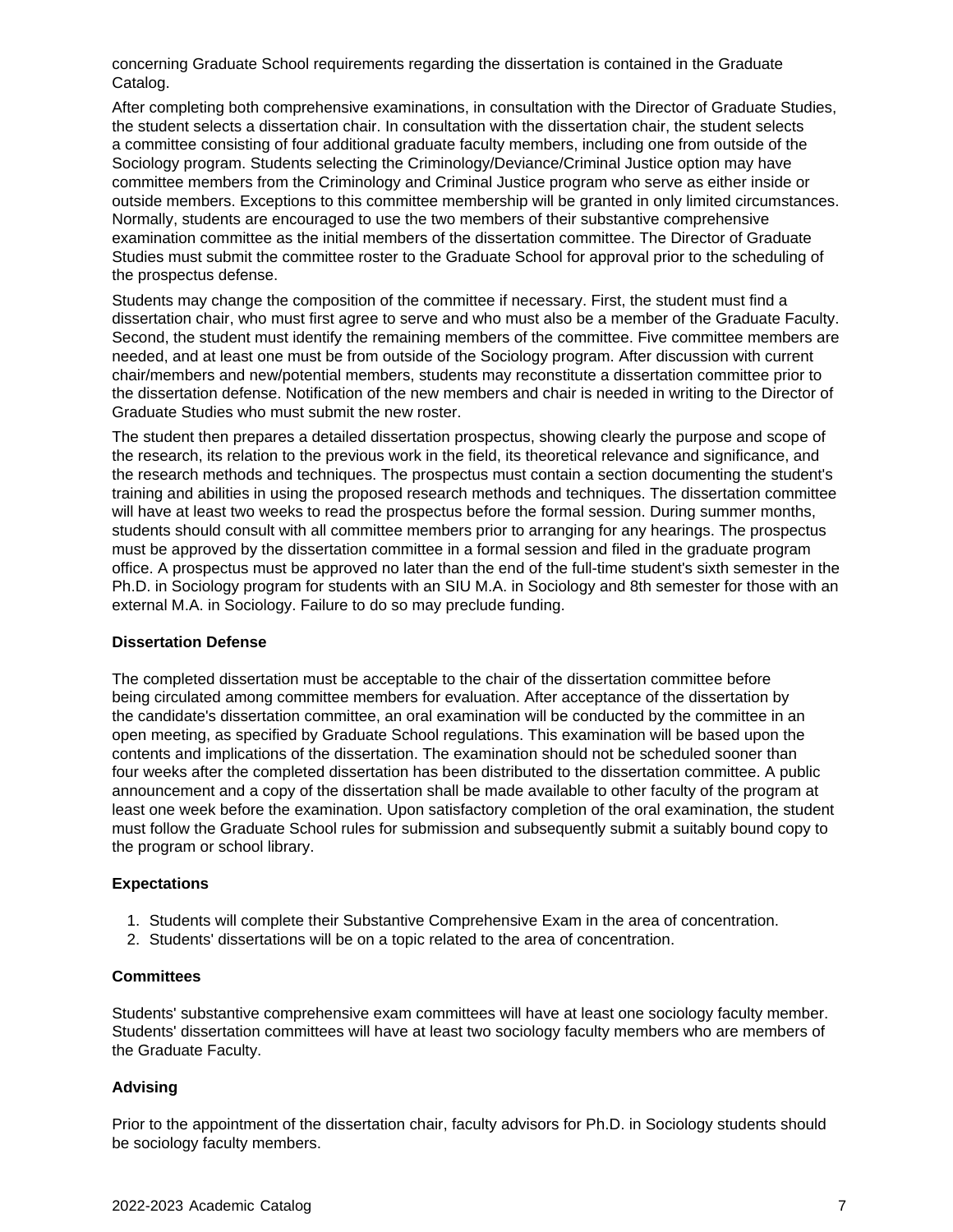concerning Graduate School requirements regarding the dissertation is contained in the Graduate Catalog.

After completing both comprehensive examinations, in consultation with the Director of Graduate Studies, the student selects a dissertation chair. In consultation with the dissertation chair, the student selects a committee consisting of four additional graduate faculty members, including one from outside of the Sociology program. Students selecting the Criminology/Deviance/Criminal Justice option may have committee members from the Criminology and Criminal Justice program who serve as either inside or outside members. Exceptions to this committee membership will be granted in only limited circumstances. Normally, students are encouraged to use the two members of their substantive comprehensive examination committee as the initial members of the dissertation committee. The Director of Graduate Studies must submit the committee roster to the Graduate School for approval prior to the scheduling of the prospectus defense.

Students may change the composition of the committee if necessary. First, the student must find a dissertation chair, who must first agree to serve and who must also be a member of the Graduate Faculty. Second, the student must identify the remaining members of the committee. Five committee members are needed, and at least one must be from outside of the Sociology program. After discussion with current chair/members and new/potential members, students may reconstitute a dissertation committee prior to the dissertation defense. Notification of the new members and chair is needed in writing to the Director of Graduate Studies who must submit the new roster.

The student then prepares a detailed dissertation prospectus, showing clearly the purpose and scope of the research, its relation to the previous work in the field, its theoretical relevance and significance, and the research methods and techniques. The prospectus must contain a section documenting the student's training and abilities in using the proposed research methods and techniques. The dissertation committee will have at least two weeks to read the prospectus before the formal session. During summer months, students should consult with all committee members prior to arranging for any hearings. The prospectus must be approved by the dissertation committee in a formal session and filed in the graduate program office. A prospectus must be approved no later than the end of the full-time student's sixth semester in the Ph.D. in Sociology program for students with an SIU M.A. in Sociology and 8th semester for those with an external M.A. in Sociology. Failure to do so may preclude funding.

### Dissertation Defense

The completed dissertation must be acceptable to the chair of the dissertation committee before being circulated among committee members for evaluation. After acceptance of the dissertation by the candidate's dissertation committee, an oral examination will be conducted by the committee in an open meeting, as specified by Graduate School regulations. This examination will be based upon the contents and implications of the dissertation. The examination should not be scheduled sooner than four weeks after the completed dissertation has been distributed to the dissertation committee. A public announcement and a copy of the dissertation shall be made available to other faculty of the program at least one week before the examination. Upon satisfactory completion of the oral examination, the student must follow the Graduate School rules for submission and subsequently submit a suitably bound copy to the program or school library.

### Expectations

1. Students will complete their Substantive Comprehensive Exam in the area of concentration.
2. Students' dissertations will be on a topic related to the area of concentration.

### Committees

Students' substantive comprehensive exam committees will have at least one sociology faculty member. Students' dissertation committees will have at least two sociology faculty members who are members of the Graduate Faculty.

### Advising

Prior to the appointment of the dissertation chair, faculty advisors for Ph.D. in Sociology students should be sociology faculty members.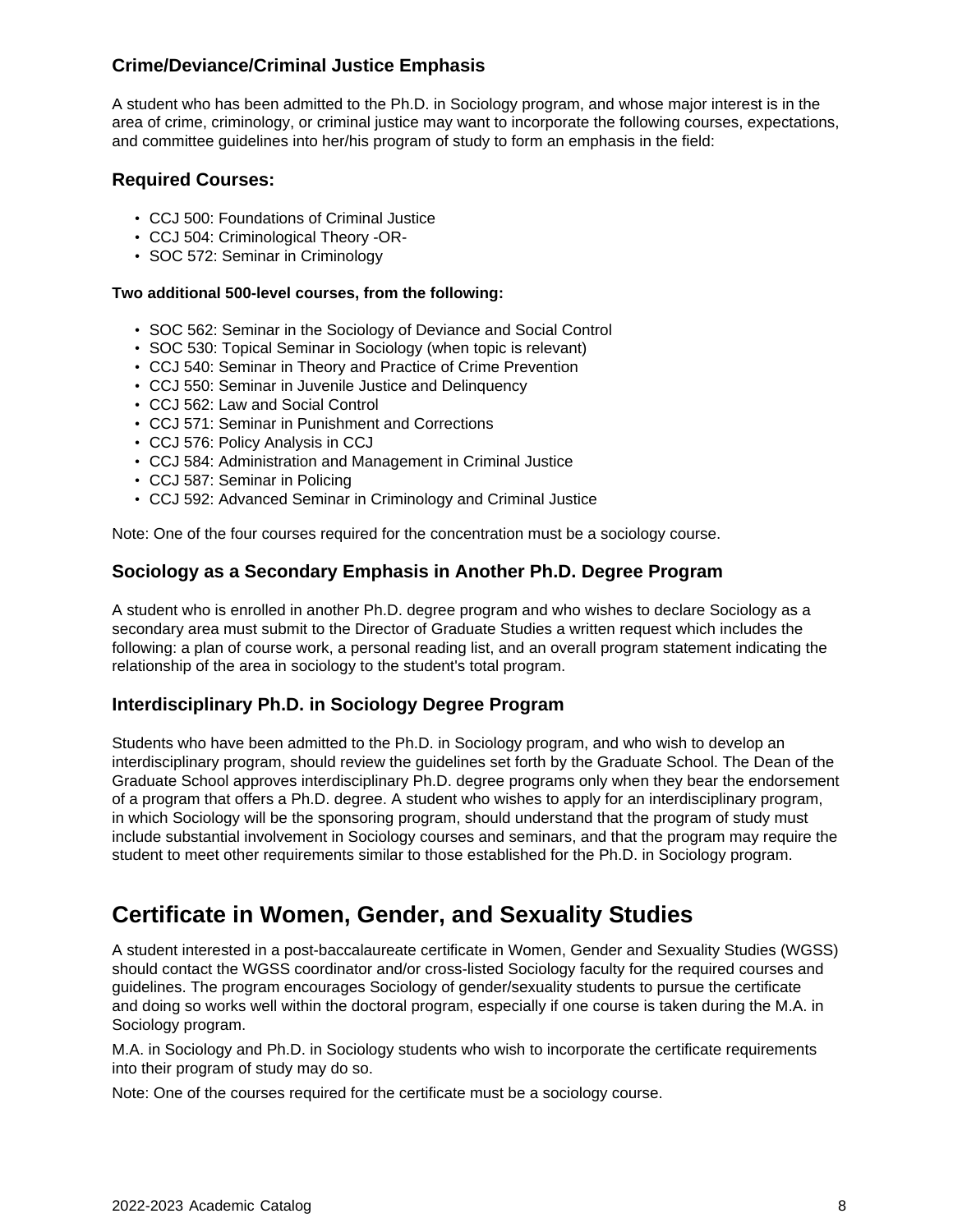### Crime/Deviance/Criminal Justice Emphasis

A student who has been admitted to the Ph.D. in Sociology program, and whose major interest is in the area of crime, criminology, or criminal justice may want to incorporate the following courses, expectations, and committee guidelines into her/his program of study to form an emphasis in the field:

### Required Courses:

- CCJ 500: Foundations of Criminal Justice
- CCJ 504: Criminological Theory -OR-
- SOC 572: Seminar in Criminology

**Two additional 500-level courses, from the following:**

- SOC 562: Seminar in the Sociology of Deviance and Social Control
- SOC 530: Topical Seminar in Sociology (when topic is relevant)
- CCJ 540: Seminar in Theory and Practice of Crime Prevention
- CCJ 550: Seminar in Juvenile Justice and Delinquency
- CCJ 562: Law and Social Control
- CCJ 571: Seminar in Punishment and Corrections
- CCJ 576: Policy Analysis in CCJ
- CCJ 584: Administration and Management in Criminal Justice
- CCJ 587: Seminar in Policing
- CCJ 592: Advanced Seminar in Criminology and Criminal Justice

Note: One of the four courses required for the concentration must be a sociology course.

### Sociology as a Secondary Emphasis in Another Ph.D. Degree Program

A student who is enrolled in another Ph.D. degree program and who wishes to declare Sociology as a secondary area must submit to the Director of Graduate Studies a written request which includes the following: a plan of course work, a personal reading list, and an overall program statement indicating the relationship of the area in sociology to the student's total program.

### Interdisciplinary Ph.D. in Sociology Degree Program

Students who have been admitted to the Ph.D. in Sociology program, and who wish to develop an interdisciplinary program, should review the guidelines set forth by the Graduate School. The Dean of the Graduate School approves interdisciplinary Ph.D. degree programs only when they bear the endorsement of a program that offers a Ph.D. degree. A student who wishes to apply for an interdisciplinary program, in which Sociology will be the sponsoring program, should understand that the program of study must include substantial involvement in Sociology courses and seminars, and that the program may require the student to meet other requirements similar to those established for the Ph.D. in Sociology program.

## Certificate in Women, Gender, and Sexuality Studies

A student interested in a post-baccalaureate certificate in Women, Gender and Sexuality Studies (WGSS) should contact the WGSS coordinator and/or cross-listed Sociology faculty for the required courses and guidelines. The program encourages Sociology of gender/sexuality students to pursue the certificate and doing so works well within the doctoral program, especially if one course is taken during the M.A. in Sociology program.

M.A. in Sociology and Ph.D. in Sociology students who wish to incorporate the certificate requirements into their program of study may do so.

Note: One of the courses required for the certificate must be a sociology course.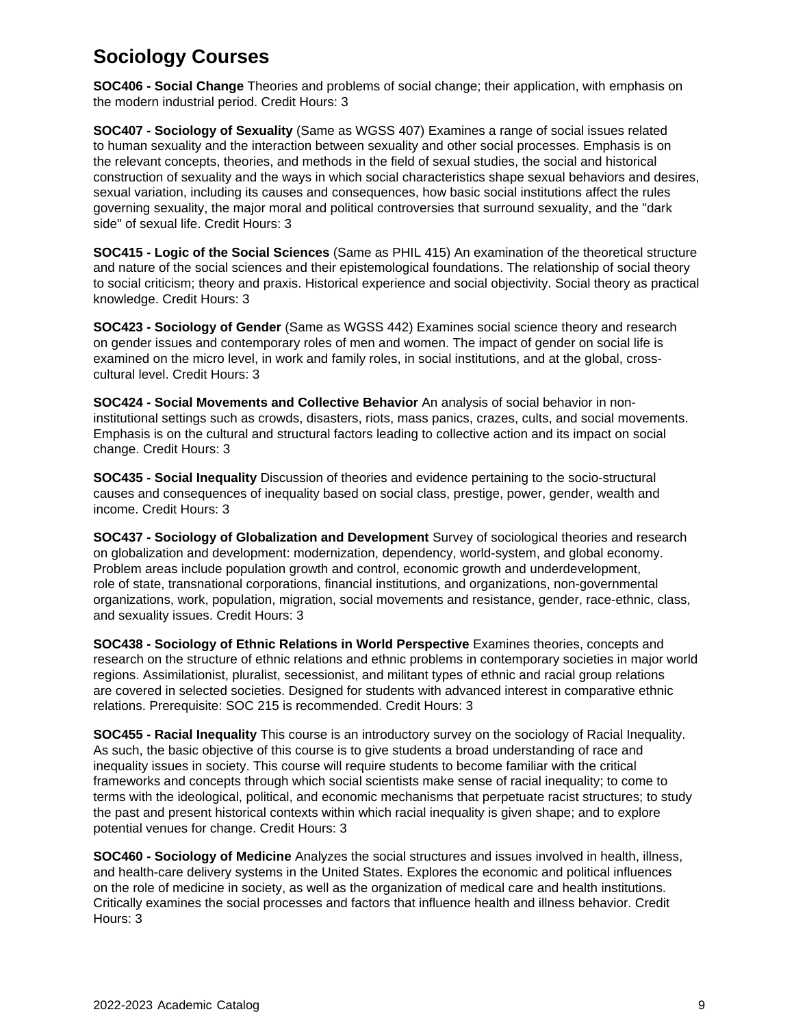## Sociology Courses

**SOC406 - Social Change** Theories and problems of social change; their application, with emphasis on the modern industrial period. Credit Hours: 3

**SOC407 - Sociology of Sexuality** (Same as WGSS 407) Examines a range of social issues related to human sexuality and the interaction between sexuality and other social processes. Emphasis is on the relevant concepts, theories, and methods in the field of sexual studies, the social and historical construction of sexuality and the ways in which social characteristics shape sexual behaviors and desires, sexual variation, including its causes and consequences, how basic social institutions affect the rules governing sexuality, the major moral and political controversies that surround sexuality, and the "dark side" of sexual life. Credit Hours: 3

**SOC415 - Logic of the Social Sciences** (Same as PHIL 415) An examination of the theoretical structure and nature of the social sciences and their epistemological foundations. The relationship of social theory to social criticism; theory and praxis. Historical experience and social objectivity. Social theory as practical knowledge. Credit Hours: 3

**SOC423 - Sociology of Gender** (Same as WGSS 442) Examines social science theory and research on gender issues and contemporary roles of men and women. The impact of gender on social life is examined on the micro level, in work and family roles, in social institutions, and at the global, cross-cultural level. Credit Hours: 3

**SOC424 - Social Movements and Collective Behavior** An analysis of social behavior in non-institutional settings such as crowds, disasters, riots, mass panics, crazes, cults, and social movements. Emphasis is on the cultural and structural factors leading to collective action and its impact on social change. Credit Hours: 3

**SOC435 - Social Inequality** Discussion of theories and evidence pertaining to the socio-structural causes and consequences of inequality based on social class, prestige, power, gender, wealth and income. Credit Hours: 3

**SOC437 - Sociology of Globalization and Development** Survey of sociological theories and research on globalization and development: modernization, dependency, world-system, and global economy. Problem areas include population growth and control, economic growth and underdevelopment, role of state, transnational corporations, financial institutions, and organizations, non-governmental organizations, work, population, migration, social movements and resistance, gender, race-ethnic, class, and sexuality issues. Credit Hours: 3

**SOC438 - Sociology of Ethnic Relations in World Perspective** Examines theories, concepts and research on the structure of ethnic relations and ethnic problems in contemporary societies in major world regions. Assimilationist, pluralist, secessionist, and militant types of ethnic and racial group relations are covered in selected societies. Designed for students with advanced interest in comparative ethnic relations. Prerequisite: SOC 215 is recommended. Credit Hours: 3

**SOC455 - Racial Inequality** This course is an introductory survey on the sociology of Racial Inequality. As such, the basic objective of this course is to give students a broad understanding of race and inequality issues in society. This course will require students to become familiar with the critical frameworks and concepts through which social scientists make sense of racial inequality; to come to terms with the ideological, political, and economic mechanisms that perpetuate racist structures; to study the past and present historical contexts within which racial inequality is given shape; and to explore potential venues for change. Credit Hours: 3

**SOC460 - Sociology of Medicine** Analyzes the social structures and issues involved in health, illness, and health-care delivery systems in the United States. Explores the economic and political influences on the role of medicine in society, as well as the organization of medical care and health institutions. Critically examines the social processes and factors that influence health and illness behavior. Credit Hours: 3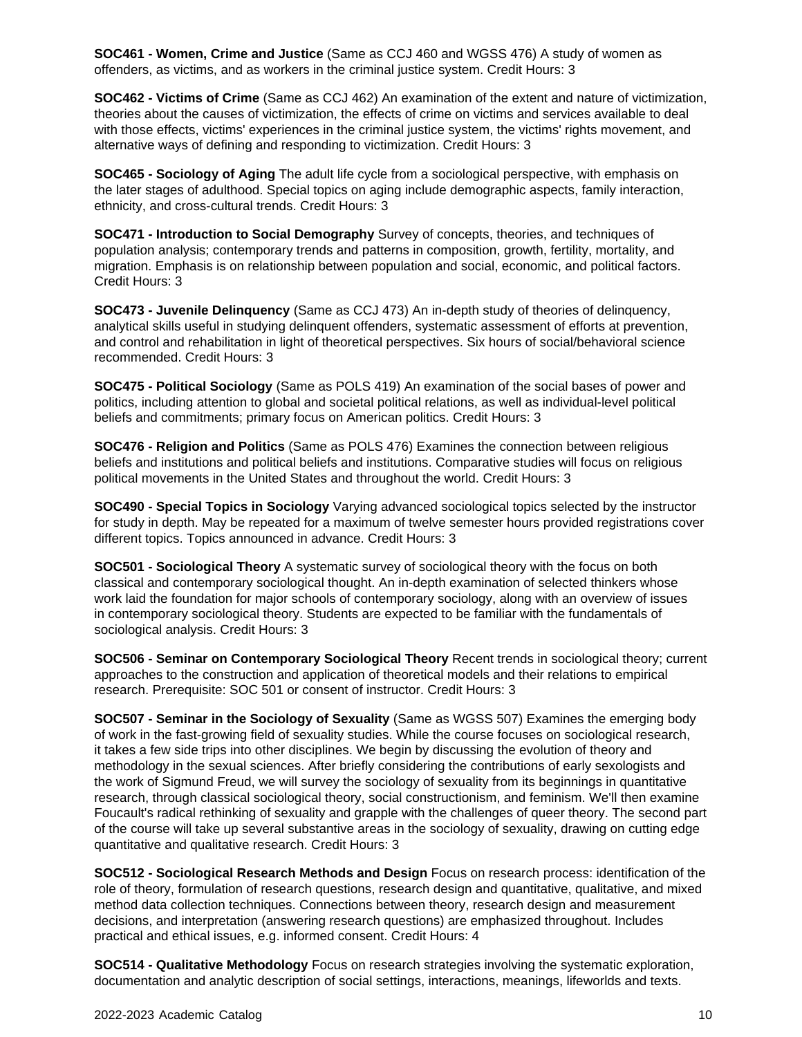**SOC461 - Women, Crime and Justice** (Same as CCJ 460 and WGSS 476) A study of women as offenders, as victims, and as workers in the criminal justice system. Credit Hours: 3

**SOC462 - Victims of Crime** (Same as CCJ 462) An examination of the extent and nature of victimization, theories about the causes of victimization, the effects of crime on victims and services available to deal with those effects, victims' experiences in the criminal justice system, the victims' rights movement, and alternative ways of defining and responding to victimization. Credit Hours: 3

**SOC465 - Sociology of Aging** The adult life cycle from a sociological perspective, with emphasis on the later stages of adulthood. Special topics on aging include demographic aspects, family interaction, ethnicity, and cross-cultural trends. Credit Hours: 3

**SOC471 - Introduction to Social Demography** Survey of concepts, theories, and techniques of population analysis; contemporary trends and patterns in composition, growth, fertility, mortality, and migration. Emphasis is on relationship between population and social, economic, and political factors. Credit Hours: 3

**SOC473 - Juvenile Delinquency** (Same as CCJ 473) An in-depth study of theories of delinquency, analytical skills useful in studying delinquent offenders, systematic assessment of efforts at prevention, and control and rehabilitation in light of theoretical perspectives. Six hours of social/behavioral science recommended. Credit Hours: 3

**SOC475 - Political Sociology** (Same as POLS 419) An examination of the social bases of power and politics, including attention to global and societal political relations, as well as individual-level political beliefs and commitments; primary focus on American politics. Credit Hours: 3

**SOC476 - Religion and Politics** (Same as POLS 476) Examines the connection between religious beliefs and institutions and political beliefs and institutions. Comparative studies will focus on religious political movements in the United States and throughout the world. Credit Hours: 3

**SOC490 - Special Topics in Sociology** Varying advanced sociological topics selected by the instructor for study in depth. May be repeated for a maximum of twelve semester hours provided registrations cover different topics. Topics announced in advance. Credit Hours: 3

**SOC501 - Sociological Theory** A systematic survey of sociological theory with the focus on both classical and contemporary sociological thought. An in-depth examination of selected thinkers whose work laid the foundation for major schools of contemporary sociology, along with an overview of issues in contemporary sociological theory. Students are expected to be familiar with the fundamentals of sociological analysis. Credit Hours: 3

**SOC506 - Seminar on Contemporary Sociological Theory** Recent trends in sociological theory; current approaches to the construction and application of theoretical models and their relations to empirical research. Prerequisite: SOC 501 or consent of instructor. Credit Hours: 3

**SOC507 - Seminar in the Sociology of Sexuality** (Same as WGSS 507) Examines the emerging body of work in the fast-growing field of sexuality studies. While the course focuses on sociological research, it takes a few side trips into other disciplines. We begin by discussing the evolution of theory and methodology in the sexual sciences. After briefly considering the contributions of early sexologists and the work of Sigmund Freud, we will survey the sociology of sexuality from its beginnings in quantitative research, through classical sociological theory, social constructionism, and feminism. We'll then examine Foucault's radical rethinking of sexuality and grapple with the challenges of queer theory. The second part of the course will take up several substantive areas in the sociology of sexuality, drawing on cutting edge quantitative and qualitative research. Credit Hours: 3

**SOC512 - Sociological Research Methods and Design** Focus on research process: identification of the role of theory, formulation of research questions, research design and quantitative, qualitative, and mixed method data collection techniques. Connections between theory, research design and measurement decisions, and interpretation (answering research questions) are emphasized throughout. Includes practical and ethical issues, e.g. informed consent. Credit Hours: 4

**SOC514 - Qualitative Methodology** Focus on research strategies involving the systematic exploration, documentation and analytic description of social settings, interactions, meanings, lifeworlds and texts.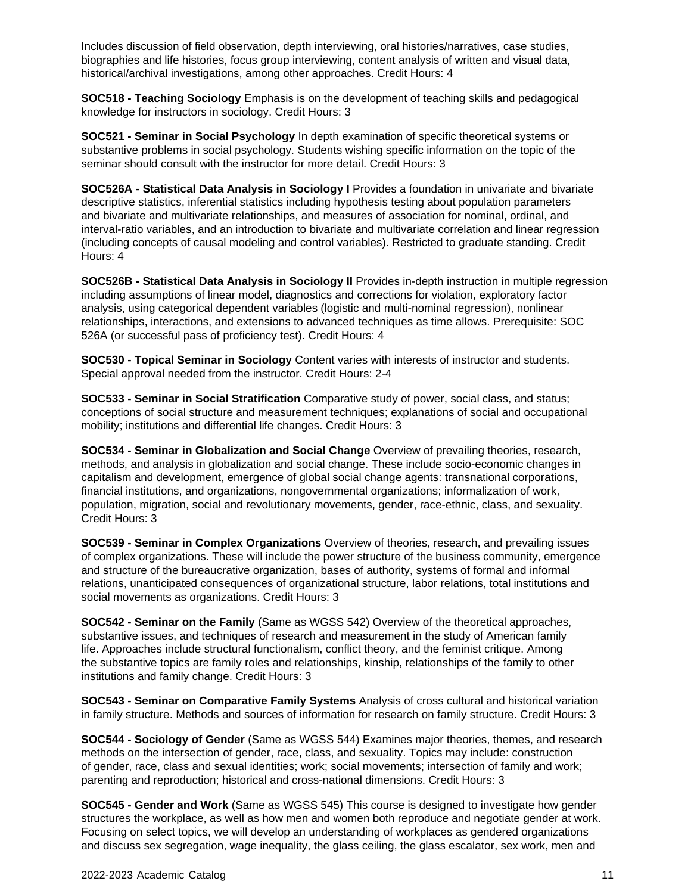Includes discussion of field observation, depth interviewing, oral histories/narratives, case studies, biographies and life histories, focus group interviewing, content analysis of written and visual data, historical/archival investigations, among other approaches. Credit Hours: 4

**SOC518 - Teaching Sociology** Emphasis is on the development of teaching skills and pedagogical knowledge for instructors in sociology. Credit Hours: 3

**SOC521 - Seminar in Social Psychology** In depth examination of specific theoretical systems or substantive problems in social psychology. Students wishing specific information on the topic of the seminar should consult with the instructor for more detail. Credit Hours: 3

**SOC526A - Statistical Data Analysis in Sociology I** Provides a foundation in univariate and bivariate descriptive statistics, inferential statistics including hypothesis testing about population parameters and bivariate and multivariate relationships, and measures of association for nominal, ordinal, and interval-ratio variables, and an introduction to bivariate and multivariate correlation and linear regression (including concepts of causal modeling and control variables). Restricted to graduate standing. Credit Hours: 4

**SOC526B - Statistical Data Analysis in Sociology II** Provides in-depth instruction in multiple regression including assumptions of linear model, diagnostics and corrections for violation, exploratory factor analysis, using categorical dependent variables (logistic and multi-nominal regression), nonlinear relationships, interactions, and extensions to advanced techniques as time allows. Prerequisite: SOC 526A (or successful pass of proficiency test). Credit Hours: 4

**SOC530 - Topical Seminar in Sociology** Content varies with interests of instructor and students. Special approval needed from the instructor. Credit Hours: 2-4

**SOC533 - Seminar in Social Stratification** Comparative study of power, social class, and status; conceptions of social structure and measurement techniques; explanations of social and occupational mobility; institutions and differential life changes. Credit Hours: 3

**SOC534 - Seminar in Globalization and Social Change** Overview of prevailing theories, research, methods, and analysis in globalization and social change. These include socio-economic changes in capitalism and development, emergence of global social change agents: transnational corporations, financial institutions, and organizations, nongovernmental organizations; informalization of work, population, migration, social and revolutionary movements, gender, race-ethnic, class, and sexuality. Credit Hours: 3

**SOC539 - Seminar in Complex Organizations** Overview of theories, research, and prevailing issues of complex organizations. These will include the power structure of the business community, emergence and structure of the bureaucratic organization, bases of authority, systems of formal and informal relations, unanticipated consequences of organizational structure, labor relations, total institutions and social movements as organizations. Credit Hours: 3

**SOC542 - Seminar on the Family** (Same as WGSS 542) Overview of the theoretical approaches, substantive issues, and techniques of research and measurement in the study of American family life. Approaches include structural functionalism, conflict theory, and the feminist critique. Among the substantive topics are family roles and relationships, kinship, relationships of the family to other institutions and family change. Credit Hours: 3

**SOC543 - Seminar on Comparative Family Systems** Analysis of cross cultural and historical variation in family structure. Methods and sources of information for research on family structure. Credit Hours: 3

**SOC544 - Sociology of Gender** (Same as WGSS 544) Examines major theories, themes, and research methods on the intersection of gender, race, class, and sexuality. Topics may include: construction of gender, race, class and sexual identities; work; social movements; intersection of family and work; parenting and reproduction; historical and cross-national dimensions. Credit Hours: 3

**SOC545 - Gender and Work** (Same as WGSS 545) This course is designed to investigate how gender structures the workplace, as well as how men and women both reproduce and negotiate gender at work. Focusing on select topics, we will develop an understanding of workplaces as gendered organizations and discuss sex segregation, wage inequality, the glass ceiling, the glass escalator, sex work, men and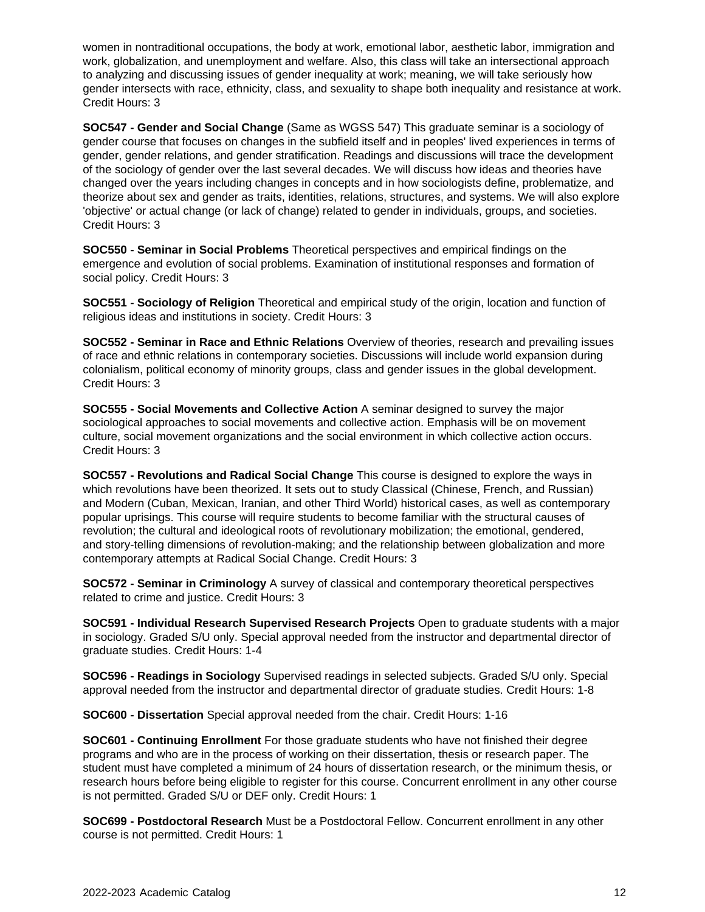women in nontraditional occupations, the body at work, emotional labor, aesthetic labor, immigration and work, globalization, and unemployment and welfare. Also, this class will take an intersectional approach to analyzing and discussing issues of gender inequality at work; meaning, we will take seriously how gender intersects with race, ethnicity, class, and sexuality to shape both inequality and resistance at work. Credit Hours: 3

**SOC547 - Gender and Social Change** (Same as WGSS 547) This graduate seminar is a sociology of gender course that focuses on changes in the subfield itself and in peoples' lived experiences in terms of gender, gender relations, and gender stratification. Readings and discussions will trace the development of the sociology of gender over the last several decades. We will discuss how ideas and theories have changed over the years including changes in concepts and in how sociologists define, problematize, and theorize about sex and gender as traits, identities, relations, structures, and systems. We will also explore 'objective' or actual change (or lack of change) related to gender in individuals, groups, and societies. Credit Hours: 3

**SOC550 - Seminar in Social Problems** Theoretical perspectives and empirical findings on the emergence and evolution of social problems. Examination of institutional responses and formation of social policy. Credit Hours: 3

**SOC551 - Sociology of Religion** Theoretical and empirical study of the origin, location and function of religious ideas and institutions in society. Credit Hours: 3

**SOC552 - Seminar in Race and Ethnic Relations** Overview of theories, research and prevailing issues of race and ethnic relations in contemporary societies. Discussions will include world expansion during colonialism, political economy of minority groups, class and gender issues in the global development. Credit Hours: 3

**SOC555 - Social Movements and Collective Action** A seminar designed to survey the major sociological approaches to social movements and collective action. Emphasis will be on movement culture, social movement organizations and the social environment in which collective action occurs. Credit Hours: 3

**SOC557 - Revolutions and Radical Social Change** This course is designed to explore the ways in which revolutions have been theorized. It sets out to study Classical (Chinese, French, and Russian) and Modern (Cuban, Mexican, Iranian, and other Third World) historical cases, as well as contemporary popular uprisings. This course will require students to become familiar with the structural causes of revolution; the cultural and ideological roots of revolutionary mobilization; the emotional, gendered, and story-telling dimensions of revolution-making; and the relationship between globalization and more contemporary attempts at Radical Social Change. Credit Hours: 3

**SOC572 - Seminar in Criminology** A survey of classical and contemporary theoretical perspectives related to crime and justice. Credit Hours: 3

**SOC591 - Individual Research Supervised Research Projects** Open to graduate students with a major in sociology. Graded S/U only. Special approval needed from the instructor and departmental director of graduate studies. Credit Hours: 1-4

**SOC596 - Readings in Sociology** Supervised readings in selected subjects. Graded S/U only. Special approval needed from the instructor and departmental director of graduate studies. Credit Hours: 1-8

**SOC600 - Dissertation** Special approval needed from the chair. Credit Hours: 1-16

**SOC601 - Continuing Enrollment** For those graduate students who have not finished their degree programs and who are in the process of working on their dissertation, thesis or research paper. The student must have completed a minimum of 24 hours of dissertation research, or the minimum thesis, or research hours before being eligible to register for this course. Concurrent enrollment in any other course is not permitted. Graded S/U or DEF only. Credit Hours: 1

**SOC699 - Postdoctoral Research** Must be a Postdoctoral Fellow. Concurrent enrollment in any other course is not permitted. Credit Hours: 1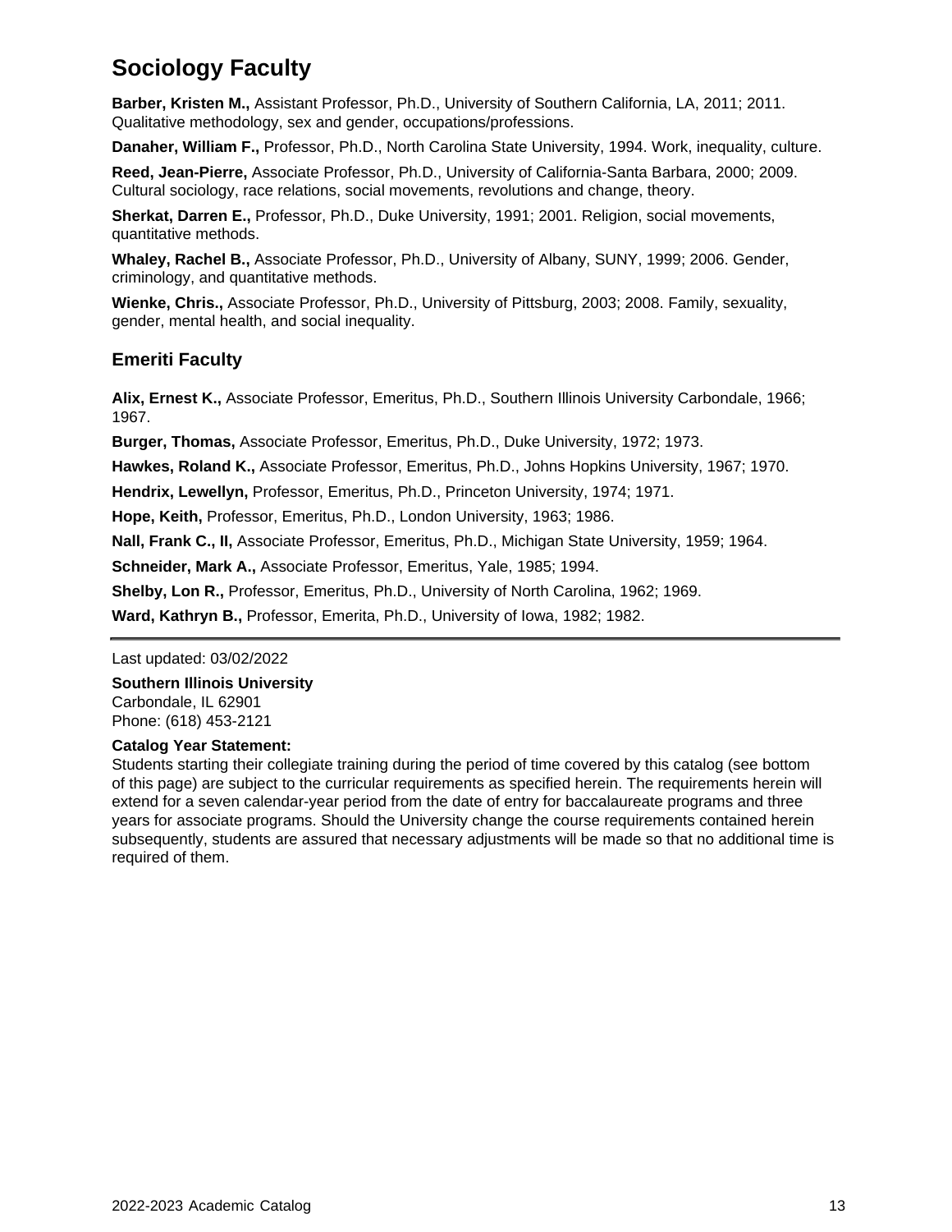# Sociology Faculty

**Barber, Kristen M.,** Assistant Professor, Ph.D., University of Southern California, LA, 2011; 2011. Qualitative methodology, sex and gender, occupations/professions.

**Danaher, William F.,** Professor, Ph.D., North Carolina State University, 1994. Work, inequality, culture.

**Reed, Jean-Pierre,** Associate Professor, Ph.D., University of California-Santa Barbara, 2000; 2009. Cultural sociology, race relations, social movements, revolutions and change, theory.

**Sherkat, Darren E.,** Professor, Ph.D., Duke University, 1991; 2001. Religion, social movements, quantitative methods.

**Whaley, Rachel B.,** Associate Professor, Ph.D., University of Albany, SUNY, 1999; 2006. Gender, criminology, and quantitative methods.

**Wienke, Chris.,** Associate Professor, Ph.D., University of Pittsburg, 2003; 2008. Family, sexuality, gender, mental health, and social inequality.

## Emeriti Faculty

**Alix, Ernest K.,** Associate Professor, Emeritus, Ph.D., Southern Illinois University Carbondale, 1966; 1967.

**Burger, Thomas,** Associate Professor, Emeritus, Ph.D., Duke University, 1972; 1973.

**Hawkes, Roland K.,** Associate Professor, Emeritus, Ph.D., Johns Hopkins University, 1967; 1970.

**Hendrix, Lewellyn,** Professor, Emeritus, Ph.D., Princeton University, 1974; 1971.

**Hope, Keith,** Professor, Emeritus, Ph.D., London University, 1963; 1986.

**Nall, Frank C., II,** Associate Professor, Emeritus, Ph.D., Michigan State University, 1959; 1964.

**Schneider, Mark A.,** Associate Professor, Emeritus, Yale, 1985; 1994.

**Shelby, Lon R.,** Professor, Emeritus, Ph.D., University of North Carolina, 1962; 1969.

**Ward, Kathryn B.,** Professor, Emerita, Ph.D., University of Iowa, 1982; 1982.

---

Last updated: 03/02/2022

**Southern Illinois University**
Carbondale, IL 62901
Phone: (618) 453-2121

**Catalog Year Statement:**
Students starting their collegiate training during the period of time covered by this catalog (see bottom of this page) are subject to the curricular requirements as specified herein. The requirements herein will extend for a seven calendar-year period from the date of entry for baccalaureate programs and three years for associate programs. Should the University change the course requirements contained herein subsequently, students are assured that necessary adjustments will be made so that no additional time is required of them.

2022-2023 Academic Catalog